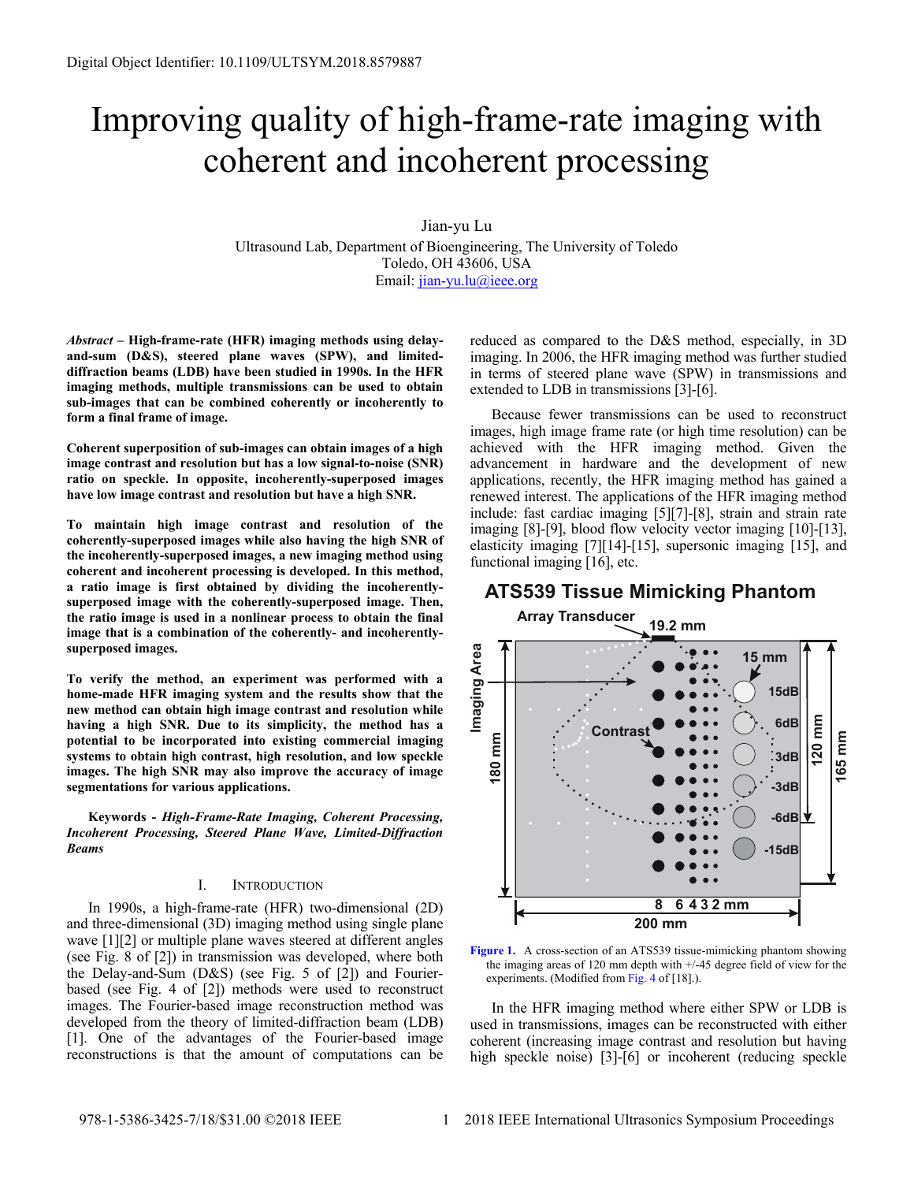Digital Object Identifier: 10.1109/ULTSYM.2018.8579887

# Improving quality of high-frame-rate imaging with coherent and incoherent processing

Jian-yu Lu
Ultrasound Lab, Department of Bioengineering, The University of Toledo
Toledo, OH 43606, USA
Email: jian-yu.lu@ieee.org

***Abstract*** **– High-frame-rate (HFR) imaging methods using delay-and-sum (D&S), steered plane waves (SPW), and limited-diffraction beams (LDB) have been studied in 1990s. In the HFR imaging methods, multiple transmissions can be used to obtain sub-images that can be combined coherently or incoherently to form a final frame of image.**

**Coherent superposition of sub-images can obtain images of a high image contrast and resolution but has a low signal-to-noise (SNR) ratio on speckle. In opposite, incoherently-superposed images have low image contrast and resolution but have a high SNR.**

**To maintain high image contrast and resolution of the coherently-superposed images while also having the high SNR of the incoherently-superposed images, a new imaging method using coherent and incoherent processing is developed. In this method, a ratio image is first obtained by dividing the incoherently-superposed image with the coherently-superposed image. Then, the ratio image is used in a nonlinear process to obtain the final image that is a combination of the coherently- and incoherently-superposed images.**

**To verify the method, an experiment was performed with a home-made HFR imaging system and the results show that the new method can obtain high image contrast and resolution while having a high SNR. Due to its simplicity, the method has a potential to be incorporated into existing commercial imaging systems to obtain high contrast, high resolution, and low speckle images. The high SNR may also improve the accuracy of image segmentations for various applications.**

**Keywords -** ***High-Frame-Rate Imaging, Coherent Processing, Incoherent Processing, Steered Plane Wave, Limited-Diffraction Beams***

## I. Introduction

In 1990s, a high-frame-rate (HFR) two-dimensional (2D) and three-dimensional (3D) imaging method using single plane wave [1][2] or multiple plane waves steered at different angles (see Fig. 8 of [2]) in transmission was developed, where both the Delay-and-Sum (D&S) (see Fig. 5 of [2]) and Fourier-based (see Fig. 4 of [2]) methods were used to reconstruct images. The Fourier-based image reconstruction method was developed from the theory of limited-diffraction beam (LDB) [1]. One of the advantages of the Fourier-based image reconstructions is that the amount of computations can be reduced as compared to the D&S method, especially, in 3D imaging. In 2006, the HFR imaging method was further studied in terms of steered plane wave (SPW) in transmissions and extended to LDB in transmissions [3]-[6].

Because fewer transmissions can be used to reconstruct images, high image frame rate (or high time resolution) can be achieved with the HFR imaging method. Given the advancement in hardware and the development of new applications, recently, the HFR imaging method has gained a renewed interest. The applications of the HFR imaging method include: fast cardiac imaging [5][7]-[8], strain and strain rate imaging [8]-[9], blood flow velocity vector imaging [10]-[13], elasticity imaging [7][14]-[15], supersonic imaging [15], and functional imaging [16], etc.

**ATS539 Tissue Mimicking Phantom**

Array Transducer, 19.2 mm, 15 mm, 15dB, 6dB, 3dB, -3dB, -6dB, -15dB, Contrast, Imaging Area, 180 mm, 120 mm, 165 mm, 8 6 4 3 2 mm, 200 mm

**Figure 1.** A cross-section of an ATS539 tissue-mimicking phantom showing the imaging areas of 120 mm depth with +/-45 degree field of view for the experiments. (Modified from Fig. 4 of [18].).

In the HFR imaging method where either SPW or LDB is used in transmissions, images can be reconstructed with either coherent (increasing image contrast and resolution but having high speckle noise) [3]-[6] or incoherent (reducing speckle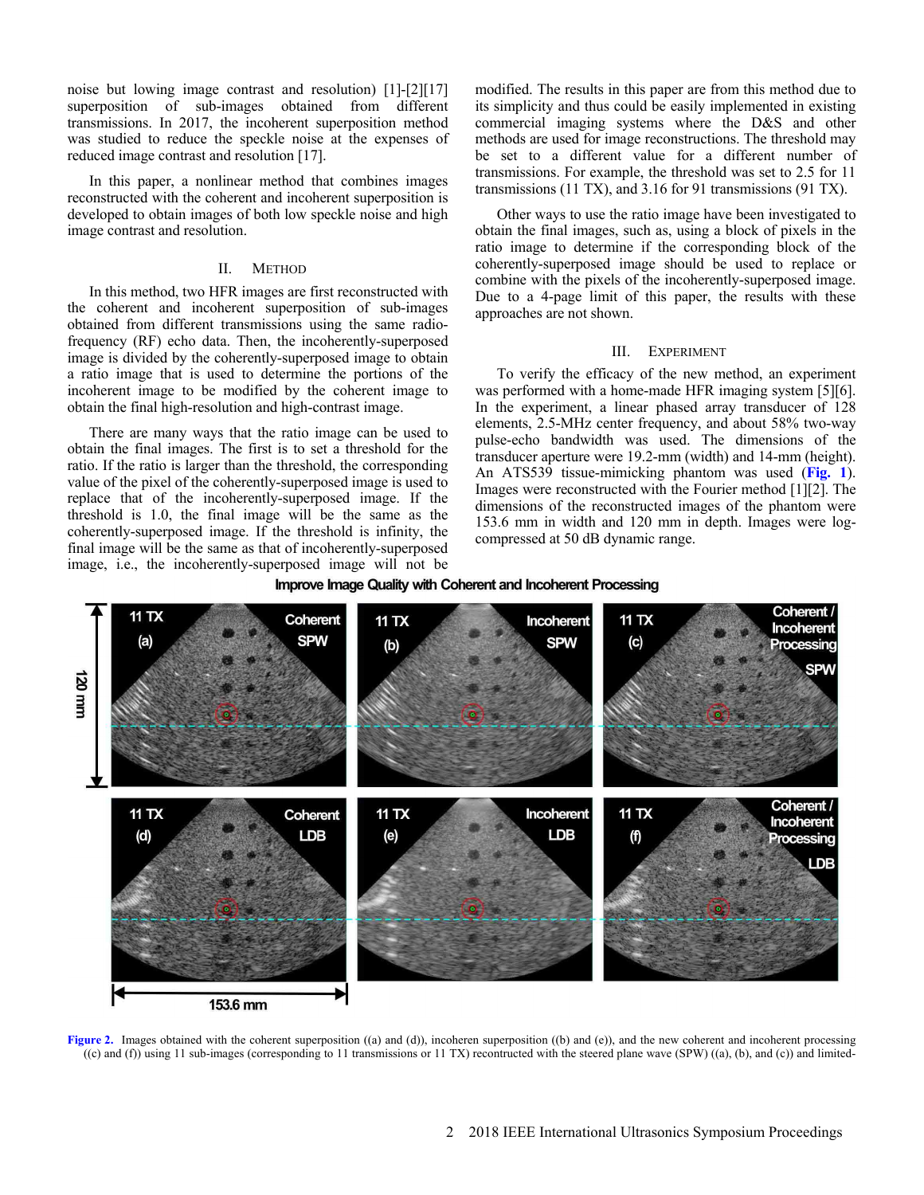noise but lowing image contrast and resolution) [1]-[2][17] superposition of sub-images obtained from different transmissions. In 2017, the incoherent superposition method was studied to reduce the speckle noise at the expenses of reduced image contrast and resolution [17].

In this paper, a nonlinear method that combines images reconstructed with the coherent and incoherent superposition is developed to obtain images of both low speckle noise and high image contrast and resolution.

## II. Method

In this method, two HFR images are first reconstructed with the coherent and incoherent superposition of sub-images obtained from different transmissions using the same radio-frequency (RF) echo data. Then, the incoherently-superposed image is divided by the coherently-superposed image to obtain a ratio image that is used to determine the portions of the incoherent image to be modified by the coherent image to obtain the final high-resolution and high-contrast image.

There are many ways that the ratio image can be used to obtain the final images. The first is to set a threshold for the ratio. If the ratio is larger than the threshold, the corresponding value of the pixel of the coherently-superposed image is used to replace that of the incoherently-superposed image. If the threshold is 1.0, the final image will be the same as the coherently-superposed image. If the threshold is infinity, the final image will be the same as that of incoherently-superposed image, i.e., the incoherently-superposed image will not be modified. The results in this paper are from this method due to its simplicity and thus could be easily implemented in existing commercial imaging systems where the D&S and other methods are used for image reconstructions. The threshold may be set to a different value for a different number of transmissions. For example, the threshold was set to 2.5 for 11 transmissions (11 TX), and 3.16 for 91 transmissions (91 TX).

Other ways to use the ratio image have been investigated to obtain the final images, such as, using a block of pixels in the ratio image to determine if the corresponding block of the coherently-superposed image should be used to replace or combine with the pixels of the incoherently-superposed image. Due to a 4-page limit of this paper, the results with these approaches are not shown.

## III. Experiment

To verify the efficacy of the new method, an experiment was performed with a home-made HFR imaging system [5][6]. In the experiment, a linear phased array transducer of 128 elements, 2.5-MHz center frequency, and about 58% two-way pulse-echo bandwidth was used. The dimensions of the transducer aperture were 19.2-mm (width) and 14-mm (height). An ATS539 tissue-mimicking phantom was used (Fig. 1). Images were reconstructed with the Fourier method [1][2]. The dimensions of the reconstructed images of the phantom were 153.6 mm in width and 120 mm in depth. Images were log-compressed at 50 dB dynamic range.

Figure 2. Images obtained with the coherent superposition ((a) and (d)), incoheren superposition ((b) and (e)), and the new coherent and incoherent processing ((c) and (f)) using 11 sub-images (corresponding to 11 transmissions or 11 TX) recontructed with the steered plane wave (SPW) ((a), (b), and (c)) and limited-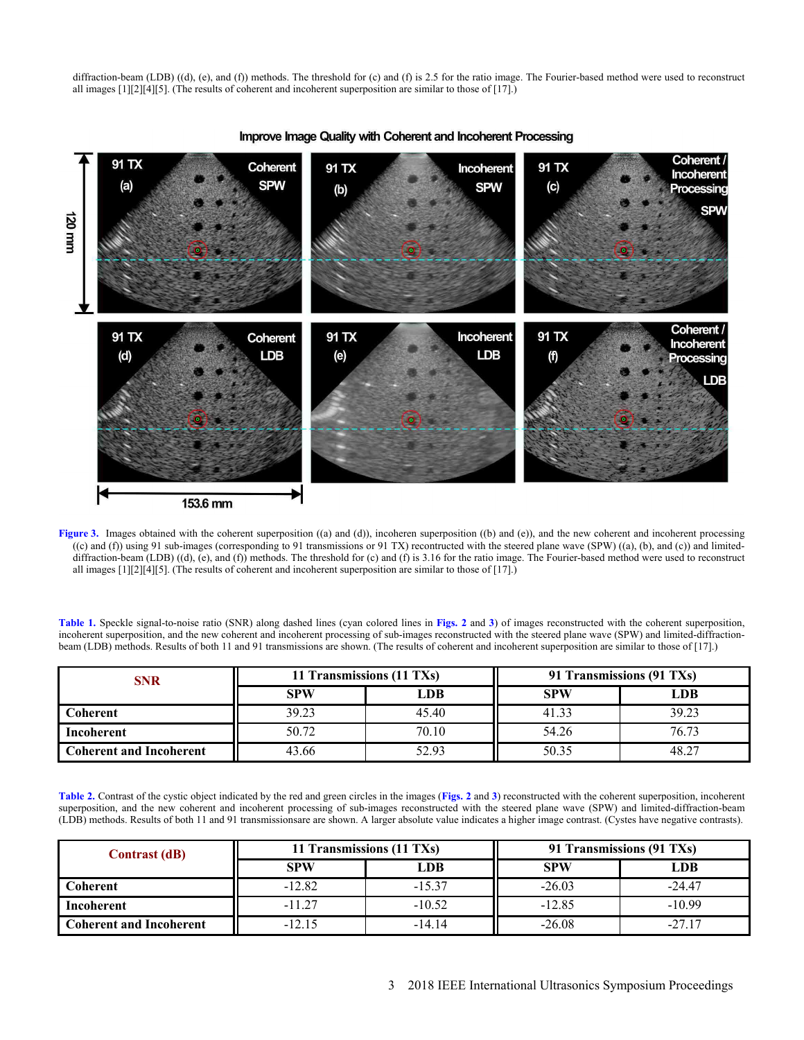diffraction-beam (LDB) ((d), (e), and (f)) methods. The threshold for (c) and (f) is 2.5 for the ratio image. The Fourier-based method were used to reconstruct all images [1][2][4][5]. (The results of coherent and incoherent superposition are similar to those of [17].)

Figure 3. Images obtained with the coherent superposition ((a) and (d)), incoheren superposition ((b) and (e)), and the new coherent and incoherent processing ((c) and (f)) using 91 sub-images (corresponding to 91 transmissions or 91 TX) reconstructed with the steered plane wave (SPW) ((a), (b), and (c)) and limited-diffraction-beam (LDB) ((d), (e), and (f)) methods. The threshold for (c) and (f) is 3.16 for the ratio image. The Fourier-based method were used to reconstruct all images [1][2][4][5]. (The results of coherent and incoherent superposition are similar to those of [17].)

Table 1. Speckle signal-to-noise ratio (SNR) along dashed lines (cyan colored lines in Figs. 2 and 3) of images reconstructed with the coherent superposition, incoherent superposition, and the new coherent and incoherent processing of sub-images reconstructed with the steered plane wave (SPW) and limited-diffraction-beam (LDB) methods. Results of both 11 and 91 transmissions are shown. (The results of coherent and incoherent superposition are similar to those of [17].)

| SNR | 11 Transmissions (11 TXs) | | 91 Transmissions (91 TXs) | |
|---|---|---|---|---|
| | SPW | LDB | SPW | LDB |
| Coherent | 39.23 | 45.40 | 41.33 | 39.23 |
| Incoherent | 50.72 | 70.10 | 54.26 | 76.73 |
| Coherent and Incoherent | 43.66 | 52.93 | 50.35 | 48.27 |

Table 2. Contrast of the cystic object indicated by the red and green circles in the images (Figs. 2 and 3) reconstructed with the coherent superposition, incoherent superposition, and the new coherent and incoherent processing of sub-images reconstructed with the steered plane wave (SPW) and limited-diffraction-beam (LDB) methods. Results of both 11 and 91 transmissionsare are shown. A larger absolute value indicates a higher image contrast. (Cystes have negative contrasts).

| Contrast (dB) | 11 Transmissions (11 TXs) | | 91 Transmissions (91 TXs) | |
|---|---|---|---|---|
| | SPW | LDB | SPW | LDB |
| Coherent | -12.82 | -15.37 | -26.03 | -24.47 |
| Incoherent | -11.27 | -10.52 | -12.85 | -10.99 |
| Coherent and Incoherent | -12.15 | -14.14 | -26.08 | -27.17 |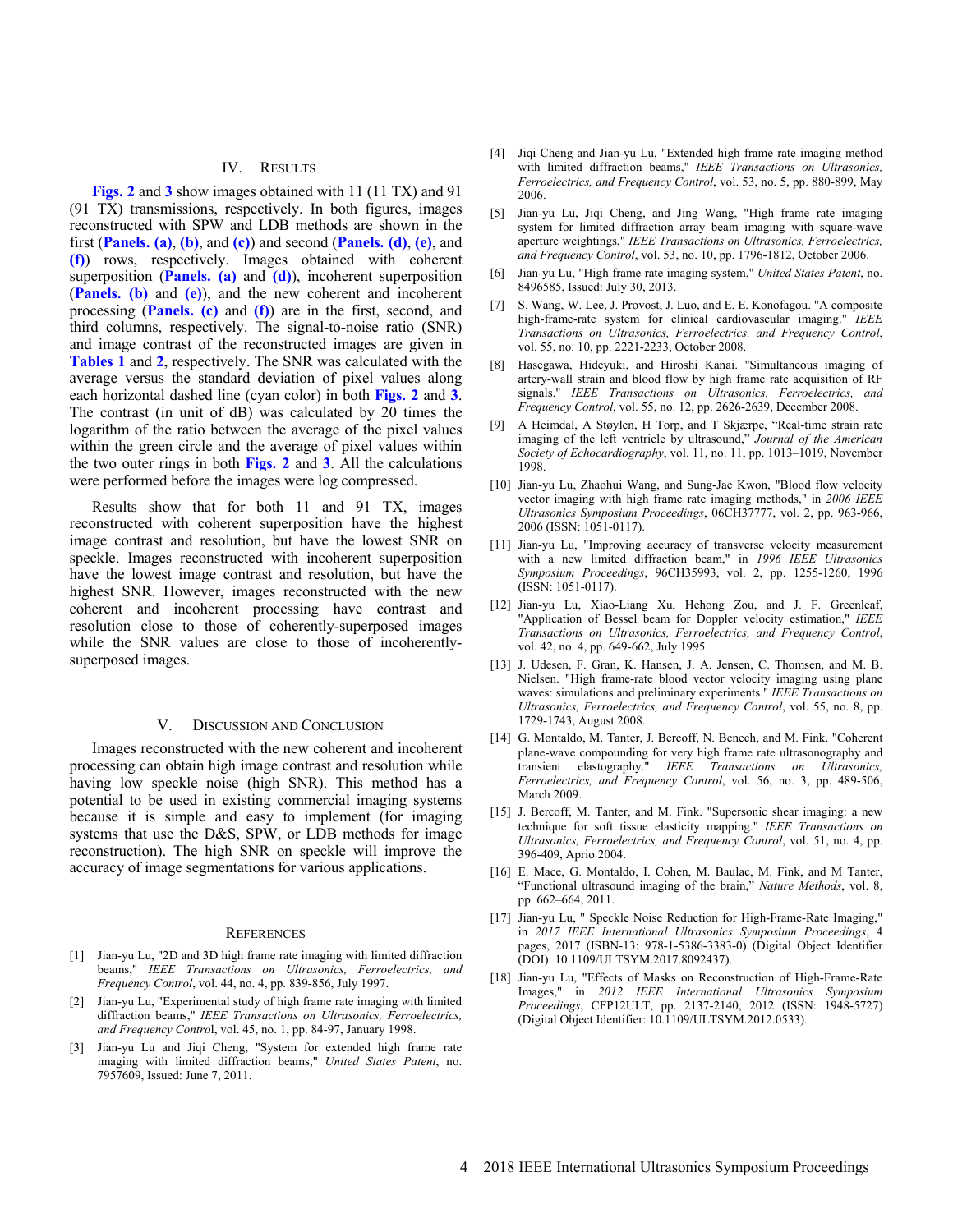## IV. RESULTS

**Figs. 2** and **3** show images obtained with 11 (11 TX) and 91 (91 TX) transmissions, respectively. In both figures, images reconstructed with SPW and LDB methods are shown in the first (**Panels. (a)**, **(b)**, and **(c)**) and second (**Panels. (d)**, **(e)**, and **(f)**) rows, respectively. Images obtained with coherent superposition (**Panels. (a)** and **(d)**), incoherent superposition (**Panels. (b)** and **(e)**), and the new coherent and incoherent processing (**Panels. (c)** and **(f)**) are in the first, second, and third columns, respectively. The signal-to-noise ratio (SNR) and image contrast of the reconstructed images are given in **Tables 1** and **2**, respectively. The SNR was calculated with the average versus the standard deviation of pixel values along each horizontal dashed line (cyan color) in both **Figs. 2** and **3**. The contrast (in unit of dB) was calculated by 20 times the logarithm of the ratio between the average of the pixel values within the green circle and the average of pixel values within the two outer rings in both **Figs. 2** and **3**. All the calculations were performed before the images were log compressed.

Results show that for both 11 and 91 TX, images reconstructed with coherent superposition have the highest image contrast and resolution, but have the lowest SNR on speckle. Images reconstructed with incoherent superposition have the lowest image contrast and resolution, but have the highest SNR. However, images reconstructed with the new coherent and incoherent processing have contrast and resolution close to those of coherently-superposed images while the SNR values are close to those of incoherently-superposed images.

## V. DISCUSSION AND CONCLUSION

Images reconstructed with the new coherent and incoherent processing can obtain high image contrast and resolution while having low speckle noise (high SNR). This method has a potential to be used in existing commercial imaging systems because it is simple and easy to implement (for imaging systems that use the D&S, SPW, or LDB methods for image reconstruction). The high SNR on speckle will improve the accuracy of image segmentations for various applications.

## REFERENCES

[1] Jian-yu Lu, "2D and 3D high frame rate imaging with limited diffraction beams," *IEEE Transactions on Ultrasonics, Ferroelectrics, and Frequency Control*, vol. 44, no. 4, pp. 839-856, July 1997.

[2] Jian-yu Lu, "Experimental study of high frame rate imaging with limited diffraction beams," *IEEE Transactions on Ultrasonics, Ferroelectrics, and Frequency Contro*l, vol. 45, no. 1, pp. 84-97, January 1998.

[3] Jian-yu Lu and Jiqi Cheng, "System for extended high frame rate imaging with limited diffraction beams," *United States Patent*, no. 7957609, Issued: June 7, 2011.

[4] Jiqi Cheng and Jian-yu Lu, "Extended high frame rate imaging method with limited diffraction beams," *IEEE Transactions on Ultrasonics, Ferroelectrics, and Frequency Control*, vol. 53, no. 5, pp. 880-899, May 2006.

[5] Jian-yu Lu, Jiqi Cheng, and Jing Wang, "High frame rate imaging system for limited diffraction array beam imaging with square-wave aperture weightings," *IEEE Transactions on Ultrasonics, Ferroelectrics, and Frequency Control*, vol. 53, no. 10, pp. 1796-1812, October 2006.

[6] Jian-yu Lu, "High frame rate imaging system," *United States Patent*, no. 8496585, Issued: July 30, 2013.

[7] S. Wang, W. Lee, J. Provost, J. Luo, and E. E. Konofagou. "A composite high-frame-rate system for clinical cardiovascular imaging." *IEEE Transactions on Ultrasonics, Ferroelectrics, and Frequency Control*, vol. 55, no. 10, pp. 2221-2233, October 2008.

[8] Hasegawa, Hideyuki, and Hiroshi Kanai. "Simultaneous imaging of artery-wall strain and blood flow by high frame rate acquisition of RF signals." *IEEE Transactions on Ultrasonics, Ferroelectrics, and Frequency Control*, vol. 55, no. 12, pp. 2626-2639, December 2008.

[9] A Heimdal, A Støylen, H Torp, and T Skjærpe, "Real-time strain rate imaging of the left ventricle by ultrasound," *Journal of the American Society of Echocardiography*, vol. 11, no. 11, pp. 1013–1019, November 1998.

[10] Jian-yu Lu, Zhaohui Wang, and Sung-Jae Kwon, "Blood flow velocity vector imaging with high frame rate imaging methods," in *2006 IEEE Ultrasonics Symposium Proceedings*, 06CH37777, vol. 2, pp. 963-966, 2006 (ISSN: 1051-0117).

[11] Jian-yu Lu, "Improving accuracy of transverse velocity measurement with a new limited diffraction beam," in *1996 IEEE Ultrasonics Symposium Proceedings*, 96CH35993, vol. 2, pp. 1255-1260, 1996 (ISSN: 1051-0117).

[12] Jian-yu Lu, Xiao-Liang Xu, Hehong Zou, and J. F. Greenleaf, "Application of Bessel beam for Doppler velocity estimation," *IEEE Transactions on Ultrasonics, Ferroelectrics, and Frequency Control*, vol. 42, no. 4, pp. 649-662, July 1995.

[13] J. Udesen, F. Gran, K. Hansen, J. A. Jensen, C. Thomsen, and M. B. Nielsen. "High frame-rate blood vector velocity imaging using plane waves: simulations and preliminary experiments." *IEEE Transactions on Ultrasonics, Ferroelectrics, and Frequency Control*, vol. 55, no. 8, pp. 1729-1743, August 2008.

[14] G. Montaldo, M. Tanter, J. Bercoff, N. Benech, and M. Fink. "Coherent plane-wave compounding for very high frame rate ultrasonography and transient elastography." *IEEE Transactions on Ultrasonics, Ferroelectrics, and Frequency Control*, vol. 56, no. 3, pp. 489-506, March 2009.

[15] J. Bercoff, M. Tanter, and M. Fink. "Supersonic shear imaging: a new technique for soft tissue elasticity mapping." *IEEE Transactions on Ultrasonics, Ferroelectrics, and Frequency Control*, vol. 51, no. 4, pp. 396-409, Aprio 2004.

[16] E. Mace, G. Montaldo, I. Cohen, M. Baulac, M. Fink, and M Tanter, "Functional ultrasound imaging of the brain," *Nature Methods*, vol. 8, pp. 662–664, 2011.

[17] Jian-yu Lu, " Speckle Noise Reduction for High-Frame-Rate Imaging," in *2017 IEEE International Ultrasonics Symposium Proceedings*, 4 pages, 2017 (ISBN-13: 978-1-5386-3383-0) (Digital Object Identifier (DOI): 10.1109/ULTSYM.2017.8092437).

[18] Jian-yu Lu, "Effects of Masks on Reconstruction of High-Frame-Rate Images," in *2012 IEEE International Ultrasonics Symposium Proceedings*, CFP12ULT, pp. 2137-2140, 2012 (ISSN: 1948-5727) (Digital Object Identifier: 10.1109/ULTSYM.2012.0533).